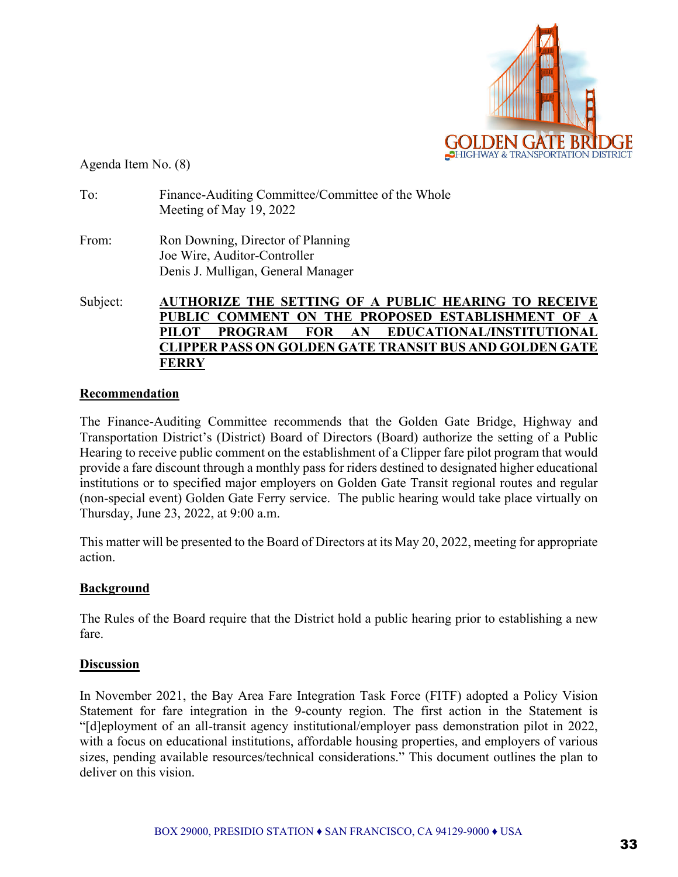Agenda Item No. (8)

To: Finance-Auditing Committee/Committee of the Whole
Meeting of May 19, 2022

From: Ron Downing, Director of Planning
Joe Wire, Auditor-Controller
Denis J. Mulligan, General Manager

Subject: **AUTHORIZE THE SETTING OF A PUBLIC HEARING TO RECEIVE PUBLIC COMMENT ON THE PROPOSED ESTABLISHMENT OF A PILOT PROGRAM FOR AN EDUCATIONAL/INSTITUTIONAL CLIPPER PASS ON GOLDEN GATE TRANSIT BUS AND GOLDEN GATE FERRY**

## Recommendation

The Finance-Auditing Committee recommends that the Golden Gate Bridge, Highway and Transportation District's (District) Board of Directors (Board) authorize the setting of a Public Hearing to receive public comment on the establishment of a Clipper fare pilot program that would provide a fare discount through a monthly pass for riders destined to designated higher educational institutions or to specified major employers on Golden Gate Transit regional routes and regular (non-special event) Golden Gate Ferry service. The public hearing would take place virtually on Thursday, June 23, 2022, at 9:00 a.m.

This matter will be presented to the Board of Directors at its May 20, 2022, meeting for appropriate action.

## Background

The Rules of the Board require that the District hold a public hearing prior to establishing a new fare.

## Discussion

In November 2021, the Bay Area Fare Integration Task Force (FITF) adopted a Policy Vision Statement for fare integration in the 9-county region. The first action in the Statement is "[d]eployment of an all-transit agency institutional/employer pass demonstration pilot in 2022, with a focus on educational institutions, affordable housing properties, and employers of various sizes, pending available resources/technical considerations." This document outlines the plan to deliver on this vision.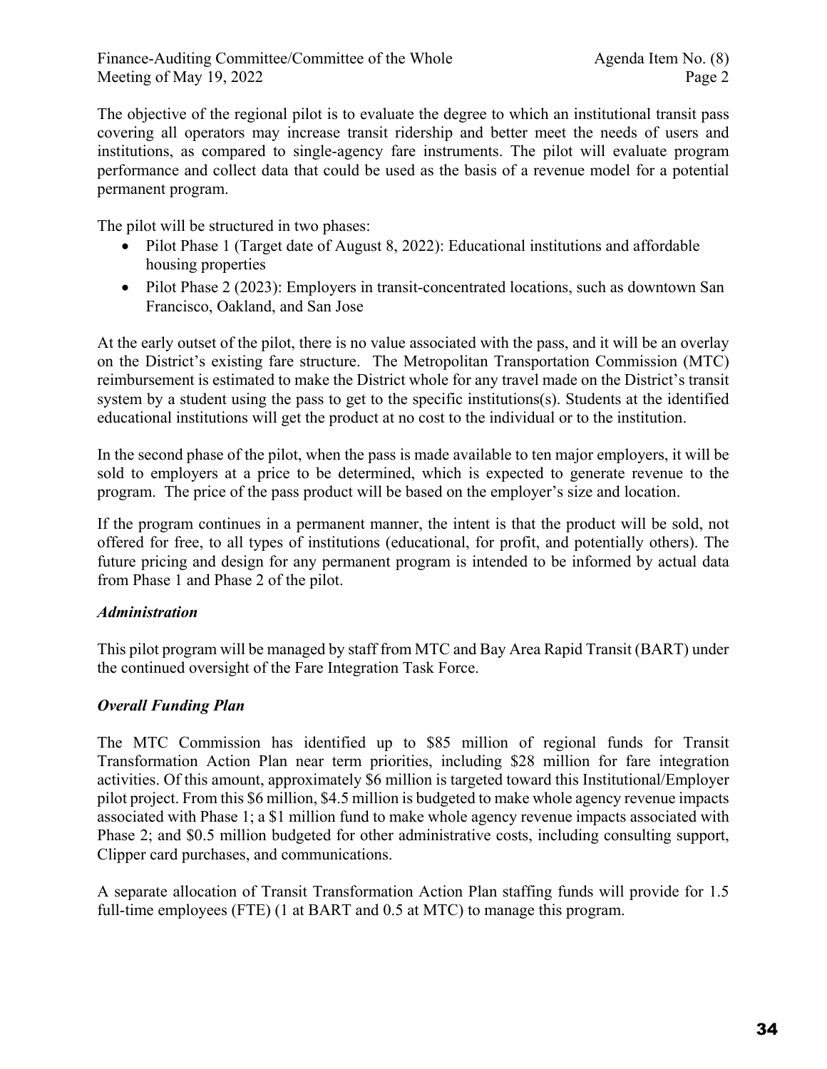The objective of the regional pilot is to evaluate the degree to which an institutional transit pass covering all operators may increase transit ridership and better meet the needs of users and institutions, as compared to single-agency fare instruments. The pilot will evaluate program performance and collect data that could be used as the basis of a revenue model for a potential permanent program.

The pilot will be structured in two phases:

- Pilot Phase 1 (Target date of August 8, 2022): Educational institutions and affordable housing properties
- Pilot Phase 2 (2023): Employers in transit-concentrated locations, such as downtown San Francisco, Oakland, and San Jose

At the early outset of the pilot, there is no value associated with the pass, and it will be an overlay on the District's existing fare structure. The Metropolitan Transportation Commission (MTC) reimbursement is estimated to make the District whole for any travel made on the District's transit system by a student using the pass to get to the specific institutions(s). Students at the identified educational institutions will get the product at no cost to the individual or to the institution.

In the second phase of the pilot, when the pass is made available to ten major employers, it will be sold to employers at a price to be determined, which is expected to generate revenue to the program. The price of the pass product will be based on the employer's size and location.

If the program continues in a permanent manner, the intent is that the product will be sold, not offered for free, to all types of institutions (educational, for profit, and potentially others). The future pricing and design for any permanent program is intended to be informed by actual data from Phase 1 and Phase 2 of the pilot.

### *Administration*

This pilot program will be managed by staff from MTC and Bay Area Rapid Transit (BART) under the continued oversight of the Fare Integration Task Force.

### *Overall Funding Plan*

The MTC Commission has identified up to $85 million of regional funds for Transit Transformation Action Plan near term priorities, including $28 million for fare integration activities. Of this amount, approximately $6 million is targeted toward this Institutional/Employer pilot project. From this $6 million, $4.5 million is budgeted to make whole agency revenue impacts associated with Phase 1; a $1 million fund to make whole agency revenue impacts associated with Phase 2; and $0.5 million budgeted for other administrative costs, including consulting support, Clipper card purchases, and communications.

A separate allocation of Transit Transformation Action Plan staffing funds will provide for 1.5 full-time employees (FTE) (1 at BART and 0.5 at MTC) to manage this program.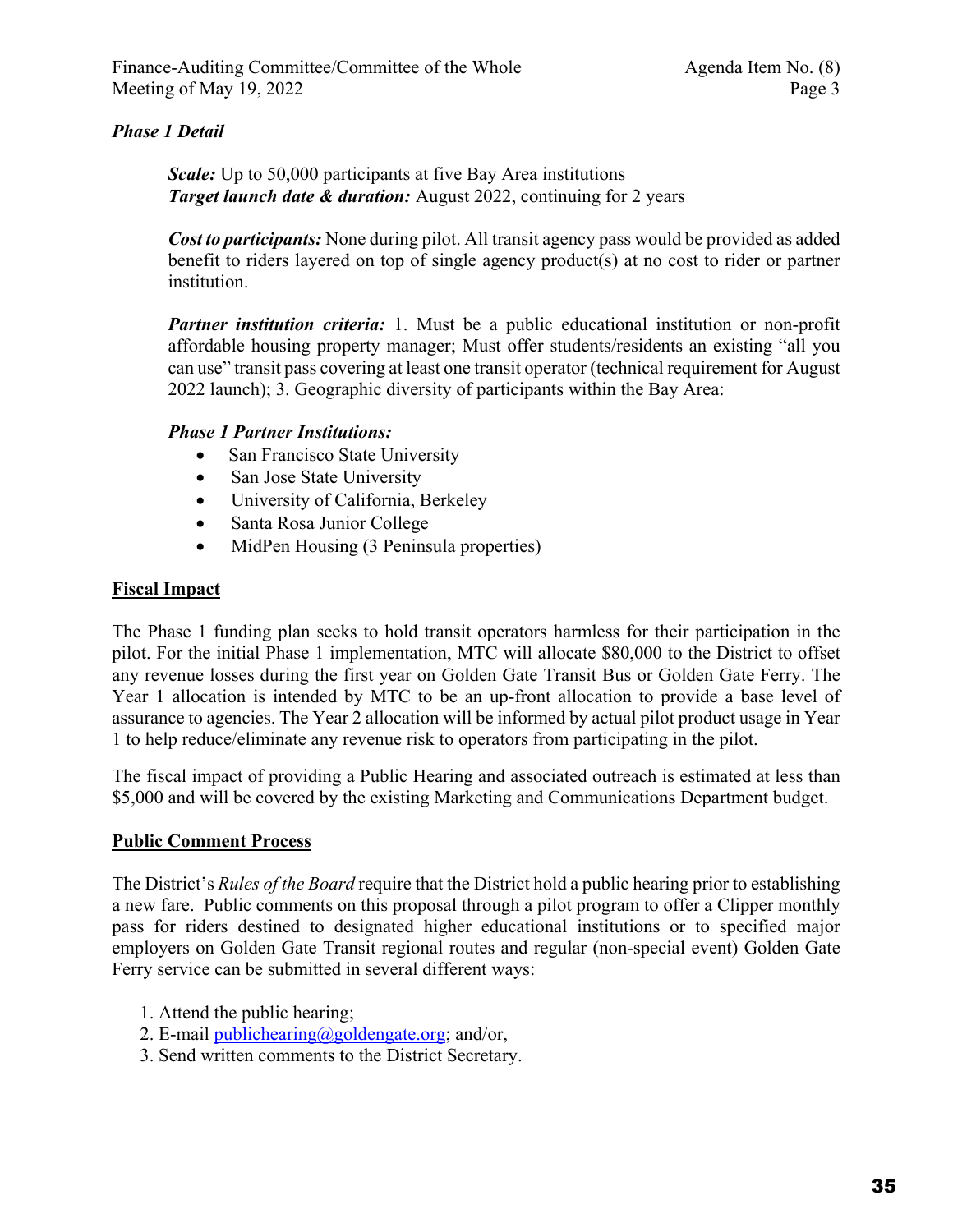### *Phase 1 Detail*

***Scale:*** Up to 50,000 participants at five Bay Area institutions
***Target launch date & duration:*** August 2022, continuing for 2 years

***Cost to participants:*** None during pilot. All transit agency pass would be provided as added benefit to riders layered on top of single agency product(s) at no cost to rider or partner institution.

***Partner institution criteria:*** 1. Must be a public educational institution or non-profit affordable housing property manager; Must offer students/residents an existing "all you can use" transit pass covering at least one transit operator (technical requirement for August 2022 launch); 3. Geographic diversity of participants within the Bay Area:

***Phase 1 Partner Institutions:***

- San Francisco State University
- San Jose State University
- University of California, Berkeley
- Santa Rosa Junior College
- MidPen Housing (3 Peninsula properties)

## Fiscal Impact

The Phase 1 funding plan seeks to hold transit operators harmless for their participation in the pilot. For the initial Phase 1 implementation, MTC will allocate $80,000 to the District to offset any revenue losses during the first year on Golden Gate Transit Bus or Golden Gate Ferry. The Year 1 allocation is intended by MTC to be an up-front allocation to provide a base level of assurance to agencies. The Year 2 allocation will be informed by actual pilot product usage in Year 1 to help reduce/eliminate any revenue risk to operators from participating in the pilot.

The fiscal impact of providing a Public Hearing and associated outreach is estimated at less than $5,000 and will be covered by the existing Marketing and Communications Department budget.

## Public Comment Process

The District's *Rules of the Board* require that the District hold a public hearing prior to establishing a new fare. Public comments on this proposal through a pilot program to offer a Clipper monthly pass for riders destined to designated higher educational institutions or to specified major employers on Golden Gate Transit regional routes and regular (non-special event) Golden Gate Ferry service can be submitted in several different ways:

1. Attend the public hearing;
2. E-mail publichearing@goldengate.org; and/or,
3. Send written comments to the District Secretary.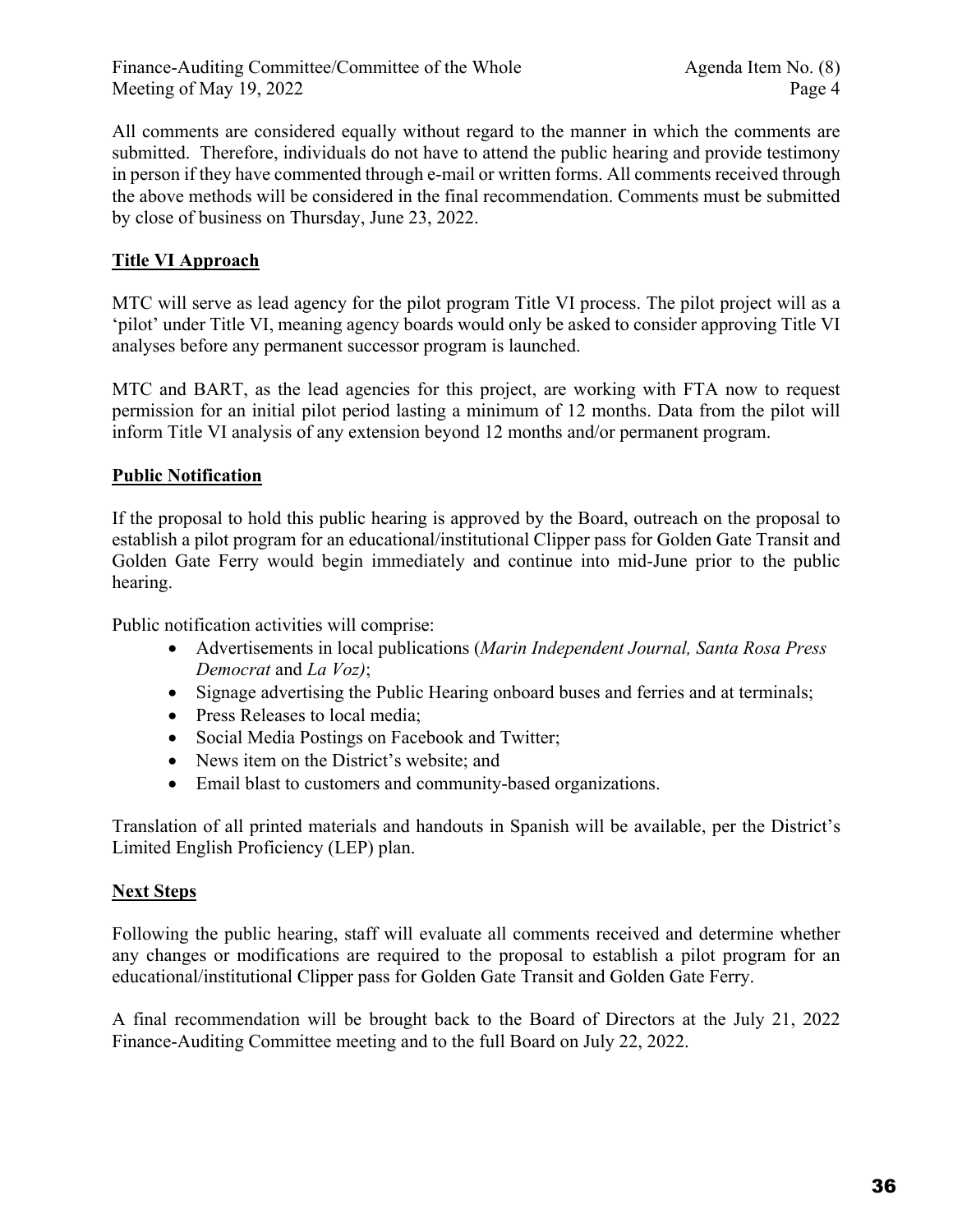All comments are considered equally without regard to the manner in which the comments are submitted. Therefore, individuals do not have to attend the public hearing and provide testimony in person if they have commented through e-mail or written forms. All comments received through the above methods will be considered in the final recommendation. Comments must be submitted by close of business on Thursday, June 23, 2022.

## Title VI Approach

MTC will serve as lead agency for the pilot program Title VI process. The pilot project will as a 'pilot' under Title VI, meaning agency boards would only be asked to consider approving Title VI analyses before any permanent successor program is launched.

MTC and BART, as the lead agencies for this project, are working with FTA now to request permission for an initial pilot period lasting a minimum of 12 months. Data from the pilot will inform Title VI analysis of any extension beyond 12 months and/or permanent program.

## Public Notification

If the proposal to hold this public hearing is approved by the Board, outreach on the proposal to establish a pilot program for an educational/institutional Clipper pass for Golden Gate Transit and Golden Gate Ferry would begin immediately and continue into mid-June prior to the public hearing.

Public notification activities will comprise:

- Advertisements in local publications (*Marin Independent Journal, Santa Rosa Press Democrat* and *La Voz)*;
- Signage advertising the Public Hearing onboard buses and ferries and at terminals;
- Press Releases to local media;
- Social Media Postings on Facebook and Twitter;
- News item on the District's website; and
- Email blast to customers and community-based organizations.

Translation of all printed materials and handouts in Spanish will be available, per the District's Limited English Proficiency (LEP) plan.

## Next Steps

Following the public hearing, staff will evaluate all comments received and determine whether any changes or modifications are required to the proposal to establish a pilot program for an educational/institutional Clipper pass for Golden Gate Transit and Golden Gate Ferry.

A final recommendation will be brought back to the Board of Directors at the July 21, 2022 Finance-Auditing Committee meeting and to the full Board on July 22, 2022.